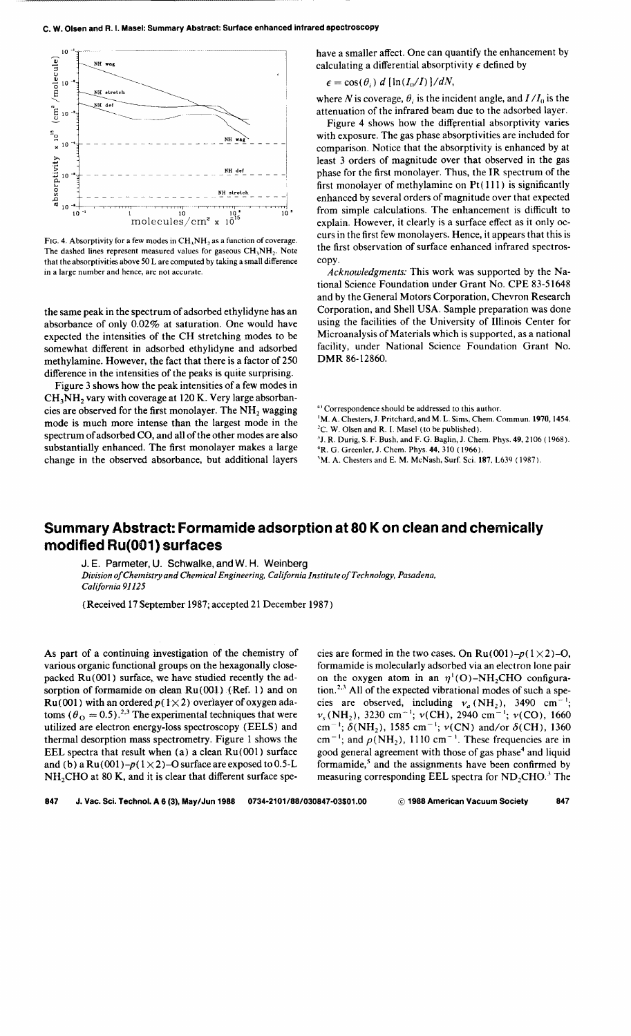FIG. 4. Absorptivity for a few modes in $CH_3NH_2$ as a function of coverage. The dashed lines represent measured values for gaseous $CH_3NH_2$. Note that the absorptivities above 50 L are computed by taking a small difference in a large number and hence, are not accurate.

the same peak in the spectrum of adsorbed ethylidyne has an absorbance of only 0.02% at saturation. One would have expected the intensities of the CH stretching modes to be somewhat different in adsorbed ethylidyne and adsorbed methylamine. However, the fact that there is a factor of 250 difference in the intensities of the peaks is quite surprising.

Figure 3 shows how the peak intensities of a few modes in $CH_3NH_2$ vary with coverage at 120 K. Very large absorbancies are observed for the first monolayer. The $NH_2$ wagging mode is much more intense than the largest mode in the spectrum of adsorbed CO, and all of the other modes are also substantially enhanced. The first monolayer makes a large change in the observed absorbance, but additional layers have a smaller affect. One can quantify the enhancement by calculating a differential absorptivity $\epsilon$ defined by

$$\epsilon = \cos(\theta_i)\, d\,[\ln(I_0/I)]/dN,$$

where $N$ is coverage, $\theta_i$ is the incident angle, and $I/I_0$ is the attenuation of the infrared beam due to the adsorbed layer.

Figure 4 shows how the differential absorptivity varies with exposure. The gas phase absorptivities are included for comparison. Notice that the absorptivity is enhanced by at least 3 orders of magnitude over that observed in the gas phase for the first monolayer. Thus, the IR spectrum of the first monolayer of methylamine on Pt(111) is significantly enhanced by several orders of magnitude over that expected from simple calculations. The enhancement is difficult to explain. However, it clearly is a surface effect as it only occurs in the first few monolayers. Hence, it appears that this is the first observation of surface enhanced infrared spectroscopy.

*Acknowledgments:* This work was supported by the National Science Foundation under Grant No. CPE 83-51648 and by the General Motors Corporation, Chevron Research Corporation, and Shell USA. Sample preparation was done using the facilities of the University of Illinois Center for Microanalysis of Materials which is supported, as a national facility, under National Science Foundation Grant No. DMR 86-12860.

[a] Correspondence should be addressed to this author.
[1] M. A. Chesters, J. Pritchard, and M. L. Sims, Chem. Commun. 1970, 1454.
[2] C. W. Olsen and R. I. Masel (to be published).
[3] J. R. Durig, S. F. Bush, and F. G. Baglin, J. Chem. Phys. 49, 2106 (1968).
[4] R. G. Greenler, J. Chem. Phys. 44, 310 (1966).
[5] M. A. Chesters and E. M. McNash, Surf. Sci. 187, L639 (1987).

# Summary Abstract: Formamide adsorption at 80 K on clean and chemically modified Ru(001) surfaces

J. E. Parmeter, U. Schwalke, and W. H. Weinberg

*Division of Chemistry and Chemical Engineering, California Institute of Technology, Pasadena, California 91125*

(Received 17 September 1987; accepted 21 December 1987)

As part of a continuing investigation of the chemistry of various organic functional groups on the hexagonally close-packed Ru(001) surface, we have studied recently the adsorption of formamide on clean Ru(001) (Ref. 1) and on Ru(001) with an ordered $p(1\times2)$ overlayer of oxygen adatoms ($\theta_O = 0.5$).[2,3] The experimental techniques that were utilized are electron energy-loss spectroscopy (EELS) and thermal desorption mass spectrometry. Figure 1 shows the EEL spectra that result when (a) a clean Ru(001) surface and (b) a Ru(001)-$p(1\times2)$-O surface are exposed to 0.5-L $NH_2CHO$ at 80 K, and it is clear that different surface species are formed in the two cases. On Ru(001)-$p(1\times2)$-O, formamide is molecularly adsorbed via an electron lone pair on the oxygen atom in an $\eta^1$(O)-$NH_2CHO$ configuration.[2,3] All of the expected vibrational modes of such a species are observed, including $\nu_a(NH_2)$, 3490 $cm^{-1}$; $\nu_s(NH_2)$, 3230 $cm^{-1}$; $\nu$(CH), 2940 $cm^{-1}$; $\nu$(CO), 1660 $cm^{-1}$; $\delta(NH_2)$, 1585 $cm^{-1}$; $\nu$(CN) and/or $\delta$(CH), 1360 $cm^{-1}$; and $\rho(NH_2)$, 1110 $cm^{-1}$. These frequencies are in good general agreement with those of gas phase[4] and liquid formamide,[5] and the assignments have been confirmed by measuring corresponding EEL spectra for $ND_2CHO$.[3] The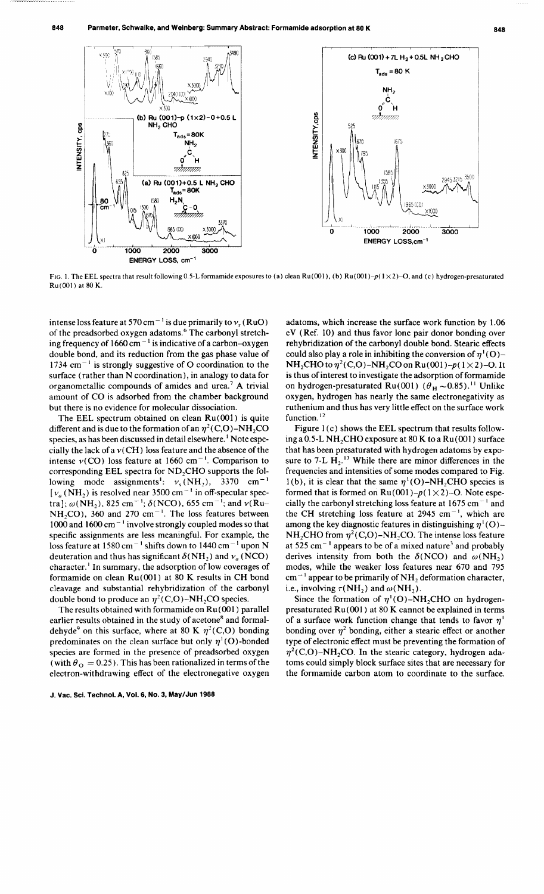(b) Ru (001)-p (1×2)-O+0.5 L NH$_2$CHO

$T_{ads}$ = 80K

(a) Ru (001)+0.5 L NH$_2$CHO

$T_{ads}$ = 80K

INTENSITY, cps

ENERGY LOSS, cm$^{-1}$

(c) Ru (001) + 7L H$_2$ + 0.5L NH$_2$CHO

$T_{ads}$ = 80 K

INTENSITY, cps

ENERGY LOSS, cm$^{-1}$

FIG. 1. The EEL spectra that result following 0.5-L formamide exposures to (a) clean Ru(001), (b) Ru(001)-$p$(1×2)-O, and (c) hydrogen-presaturated Ru(001) at 80 K.

intense loss feature at 570 cm$^{-1}$ is due primarily to $\nu_s$(RuO) of the preadsorbed oxygen adatoms.[6] The carbonyl stretching frequency of 1660 cm$^{-1}$ is indicative of a carbon–oxygen double bond, and its reduction from the gas phase value of 1734 cm$^{-1}$ is strongly suggestive of O coordination to the surface (rather than N coordination), in analogy to data for organometallic compounds of amides and urea.[7] A trivial amount of CO is adsorbed from the chamber background but there is no evidence for molecular dissociation.

The EEL spectrum obtained on clean Ru(001) is quite different and is due to the formation of an $\eta^2$(C,O)–NH$_2$CO species, as has been discussed in detail elsewhere.[1] Note especially the lack of a $\nu$(CH) loss feature and the absence of the intense $\nu$(CO) loss feature at 1660 cm$^{-1}$. Comparison to corresponding EEL spectra for ND$_2$CHO supports the following mode assignments[1]: $\nu_s$(NH$_2$), 3370 cm$^{-1}$ [$\nu_a$(NH$_2$) is resolved near 3500 cm$^{-1}$ in off-specular spectra]; $\omega$(NH$_2$), 825 cm$^{-1}$; $\delta$(NCO), 655 cm$^{-1}$; and $\nu$(Ru–NH$_2$CO), 360 and 270 cm$^{-1}$. The loss features between 1000 and 1600 cm$^{-1}$ involve strongly coupled modes so that specific assignments are less meaningful. For example, the loss feature at 1580 cm$^{-1}$ shifts down to 1440 cm$^{-1}$ upon N deuteration and thus has significant $\delta$(NH$_2$) and $\nu_a$(NCO) character.[1] In summary, the adsorption of low coverages of formamide on clean Ru(001) at 80 K results in CH bond cleavage and substantial rehybridization of the carbonyl double bond to produce an $\eta^2$(C,O)–NH$_2$CO species.

The results obtained with formamide on Ru(001) parallel earlier results obtained in the study of acetone[8] and formaldehyde[9] on this surface, where at 80 K $\eta^2$(C,O) bonding predominates on the clean surface but only $\eta^1$(O)-bonded species are formed in the presence of preadsorbed oxygen (with $\theta_O$ = 0.25). This has been rationalized in terms of the electron-withdrawing effect of the electronegative oxygen adatoms, which increase the surface work function by 1.06 eV (Ref. 10) and thus favor lone pair donor bonding over rehybridization of the carbonyl double bond. Stearic effects could also play a role in inhibiting the conversion of $\eta^1$(O)–NH$_2$CHO to $\eta^2$(C,O)–NH$_2$CO on Ru(001)-$p$(1×2)-O. It is thus of interest to investigate the adsorption of formamide on hydrogen-presaturated Ru(001) ($\theta_H \sim 0.85$).[11] Unlike oxygen, hydrogen has nearly the same electronegativity as ruthenium and thus has very little effect on the surface work function.[12]

Figure 1(c) shows the EEL spectrum that results following a 0.5-L NH$_2$CHO exposure at 80 K to a Ru(001) surface that has been presaturated with hydrogen adatoms by exposure to 7-L H$_2$.[13] While there are minor differences in the frequencies and intensities of some modes compared to Fig. 1(b), it is clear that the same $\eta^1$(O)–NH$_2$CHO species is formed that is formed on Ru(001)-$p$(1×2)-O. Note especially the carbonyl stretching loss feature at 1675 cm$^{-1}$ and the CH stretching loss feature at 2945 cm$^{-1}$, which are among the key diagnostic features in distinguishing $\eta^1$(O)–NH$_2$CHO from $\eta^2$(C,O)–NH$_2$CO. The intense loss feature at 525 cm$^{-1}$ appears to be of a mixed nature[3] and probably derives intensity from both the $\delta$(NCO) and $\omega$(NH$_2$) modes, while the weaker loss features near 670 and 795 cm$^{-1}$ appear to be primarily of NH$_2$ deformation character, i.e., involving $\tau$(NH$_2$) and $\omega$(NH$_2$).

Since the formation of $\eta^1$(O)–NH$_2$CHO on hydrogen-presaturated Ru(001) at 80 K cannot be explained in terms of a surface work function change that tends to favor $\eta^1$ bonding over $\eta^2$ bonding, either a stearic effect or another type of electronic effect must be preventing the formation of $\eta^2$(C,O)–NH$_2$CO. In the stearic category, hydrogen adatoms could simply block surface sites that are necessary for the formamide carbon atom to coordinate to the surface.